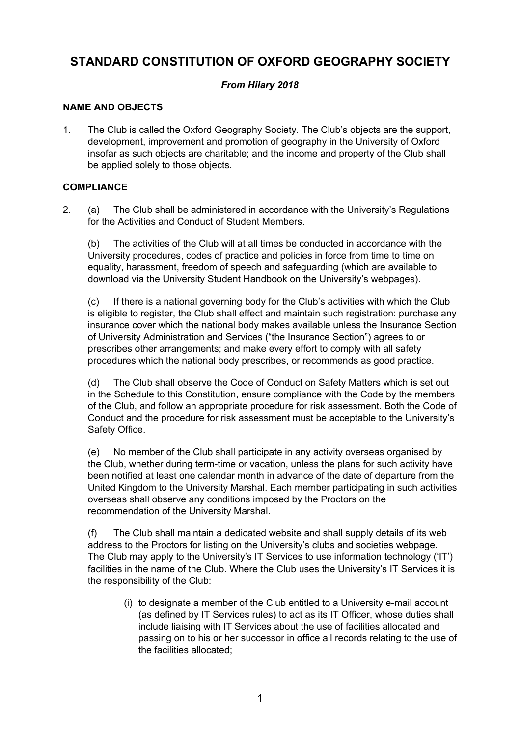# STANDARD CONSTITUTION OF OXFORD GEOGRAPHY SOCIETY

*From Hilary 2018*

## NAME AND OBJECTS

1. The Club is called the Oxford Geography Society. The Club's objects are the support, development, improvement and promotion of geography in the University of Oxford insofar as such objects are charitable; and the income and property of the Club shall be applied solely to those objects.

## COMPLIANCE

2. (a) The Club shall be administered in accordance with the University's Regulations for the Activities and Conduct of Student Members.

   (b) The activities of the Club will at all times be conducted in accordance with the University procedures, codes of practice and policies in force from time to time on equality, harassment, freedom of speech and safeguarding (which are available to download via the University Student Handbook on the University's webpages).

   (c) If there is a national governing body for the Club's activities with which the Club is eligible to register, the Club shall effect and maintain such registration: purchase any insurance cover which the national body makes available unless the Insurance Section of University Administration and Services ("the Insurance Section") agrees to or prescribes other arrangements; and make every effort to comply with all safety procedures which the national body prescribes, or recommends as good practice.

   (d) The Club shall observe the Code of Conduct on Safety Matters which is set out in the Schedule to this Constitution, ensure compliance with the Code by the members of the Club, and follow an appropriate procedure for risk assessment. Both the Code of Conduct and the procedure for risk assessment must be acceptable to the University's Safety Office.

   (e) No member of the Club shall participate in any activity overseas organised by the Club, whether during term-time or vacation, unless the plans for such activity have been notified at least one calendar month in advance of the date of departure from the United Kingdom to the University Marshal. Each member participating in such activities overseas shall observe any conditions imposed by the Proctors on the recommendation of the University Marshal.

   (f) The Club shall maintain a dedicated website and shall supply details of its web address to the Proctors for listing on the University's clubs and societies webpage. The Club may apply to the University's IT Services to use information technology ('IT') facilities in the name of the Club. Where the Club uses the University's IT Services it is the responsibility of the Club:

      (i) to designate a member of the Club entitled to a University e-mail account (as defined by IT Services rules) to act as its IT Officer, whose duties shall include liaising with IT Services about the use of facilities allocated and passing on to his or her successor in office all records relating to the use of the facilities allocated;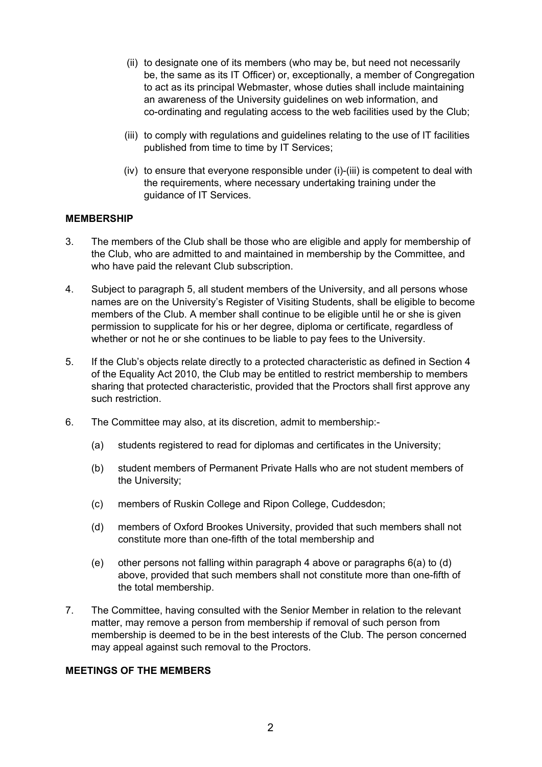(ii) to designate one of its members (who may be, but need not necessarily be, the same as its IT Officer) or, exceptionally, a member of Congregation to act as its principal Webmaster, whose duties shall include maintaining an awareness of the University guidelines on web information, and co-ordinating and regulating access to the web facilities used by the Club;

(iii) to comply with regulations and guidelines relating to the use of IT facilities published from time to time by IT Services;

(iv) to ensure that everyone responsible under (i)-(iii) is competent to deal with the requirements, where necessary undertaking training under the guidance of IT Services.

**MEMBERSHIP**

3. The members of the Club shall be those who are eligible and apply for membership of the Club, who are admitted to and maintained in membership by the Committee, and who have paid the relevant Club subscription.

4. Subject to paragraph 5, all student members of the University, and all persons whose names are on the University's Register of Visiting Students, shall be eligible to become members of the Club. A member shall continue to be eligible until he or she is given permission to supplicate for his or her degree, diploma or certificate, regardless of whether or not he or she continues to be liable to pay fees to the University.

5. If the Club's objects relate directly to a protected characteristic as defined in Section 4 of the Equality Act 2010, the Club may be entitled to restrict membership to members sharing that protected characteristic, provided that the Proctors shall first approve any such restriction.

6. The Committee may also, at its discretion, admit to membership:-

   (a) students registered to read for diplomas and certificates in the University;

   (b) student members of Permanent Private Halls who are not student members of the University;

   (c) members of Ruskin College and Ripon College, Cuddesdon;

   (d) members of Oxford Brookes University, provided that such members shall not constitute more than one-fifth of the total membership and

   (e) other persons not falling within paragraph 4 above or paragraphs 6(a) to (d) above, provided that such members shall not constitute more than one-fifth of the total membership.

7. The Committee, having consulted with the Senior Member in relation to the relevant matter, may remove a person from membership if removal of such person from membership is deemed to be in the best interests of the Club. The person concerned may appeal against such removal to the Proctors.

**MEETINGS OF THE MEMBERS**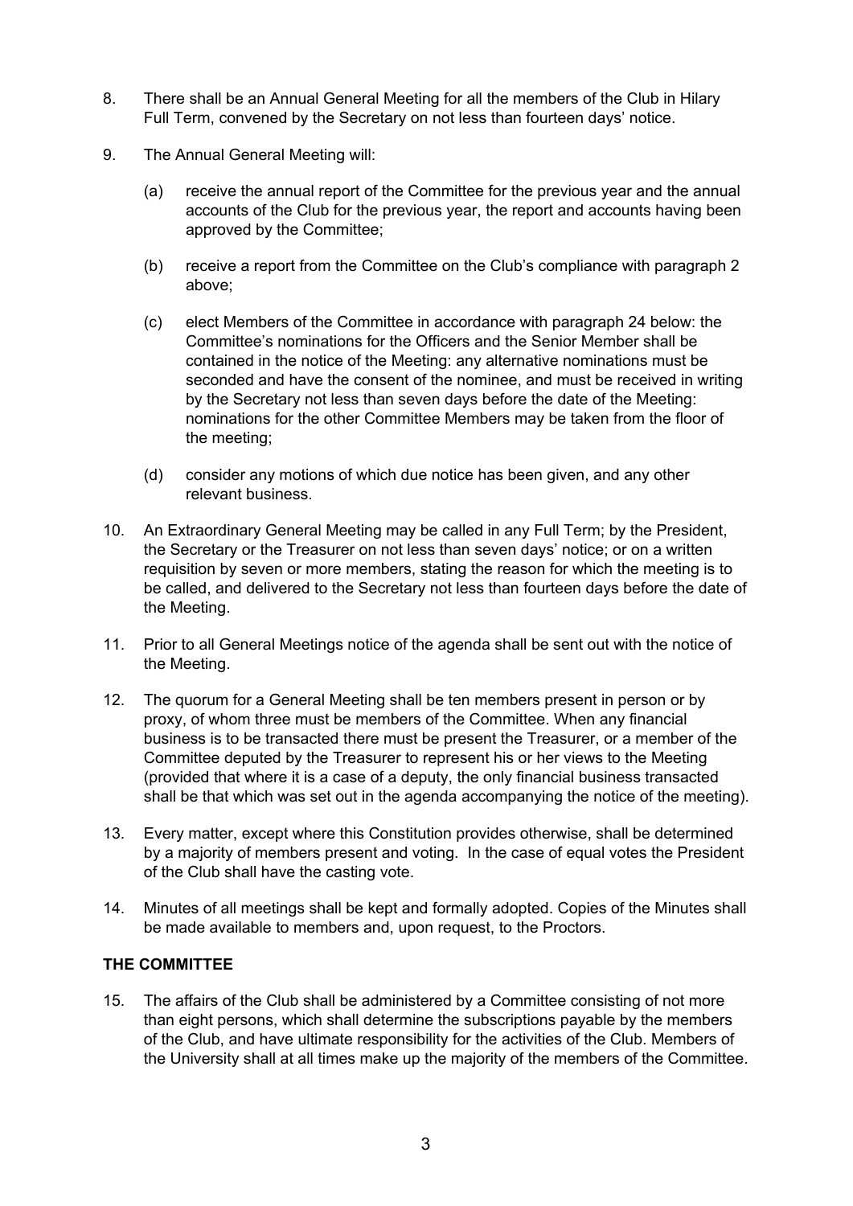8. There shall be an Annual General Meeting for all the members of the Club in Hilary Full Term, convened by the Secretary on not less than fourteen days' notice.

9. The Annual General Meeting will:

   (a) receive the annual report of the Committee for the previous year and the annual accounts of the Club for the previous year, the report and accounts having been approved by the Committee;

   (b) receive a report from the Committee on the Club's compliance with paragraph 2 above;

   (c) elect Members of the Committee in accordance with paragraph 24 below: the Committee's nominations for the Officers and the Senior Member shall be contained in the notice of the Meeting: any alternative nominations must be seconded and have the consent of the nominee, and must be received in writing by the Secretary not less than seven days before the date of the Meeting: nominations for the other Committee Members may be taken from the floor of the meeting;

   (d) consider any motions of which due notice has been given, and any other relevant business.

10. An Extraordinary General Meeting may be called in any Full Term; by the President, the Secretary or the Treasurer on not less than seven days' notice; or on a written requisition by seven or more members, stating the reason for which the meeting is to be called, and delivered to the Secretary not less than fourteen days before the date of the Meeting.

11. Prior to all General Meetings notice of the agenda shall be sent out with the notice of the Meeting.

12. The quorum for a General Meeting shall be ten members present in person or by proxy, of whom three must be members of the Committee. When any financial business is to be transacted there must be present the Treasurer, or a member of the Committee deputed by the Treasurer to represent his or her views to the Meeting (provided that where it is a case of a deputy, the only financial business transacted shall be that which was set out in the agenda accompanying the notice of the meeting).

13. Every matter, except where this Constitution provides otherwise, shall be determined by a majority of members present and voting. In the case of equal votes the President of the Club shall have the casting vote.

14. Minutes of all meetings shall be kept and formally adopted. Copies of the Minutes shall be made available to members and, upon request, to the Proctors.

**THE COMMITTEE**

15. The affairs of the Club shall be administered by a Committee consisting of not more than eight persons, which shall determine the subscriptions payable by the members of the Club, and have ultimate responsibility for the activities of the Club. Members of the University shall at all times make up the majority of the members of the Committee.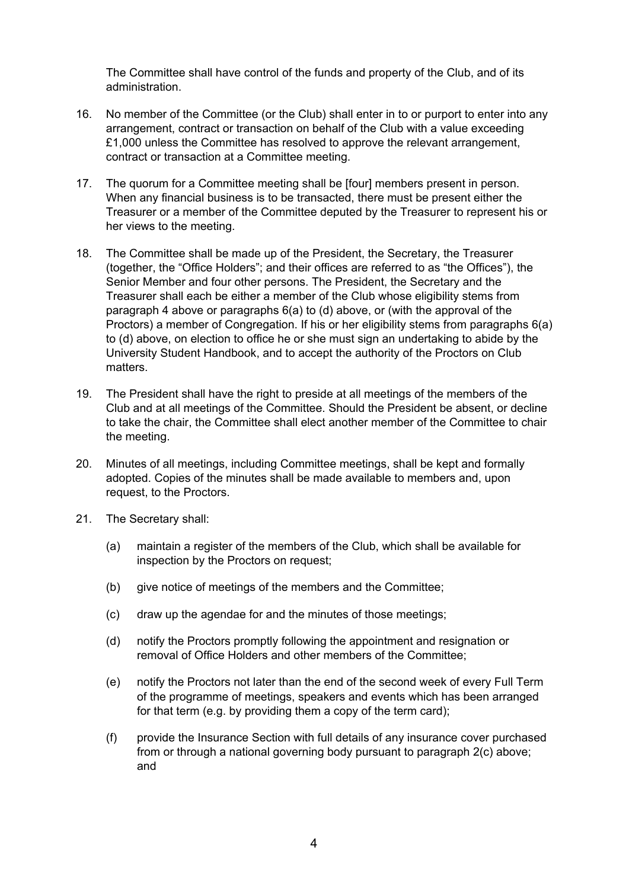The Committee shall have control of the funds and property of the Club, and of its administration.

16. No member of the Committee (or the Club) shall enter in to or purport to enter into any arrangement, contract or transaction on behalf of the Club with a value exceeding £1,000 unless the Committee has resolved to approve the relevant arrangement, contract or transaction at a Committee meeting.

17. The quorum for a Committee meeting shall be [four] members present in person. When any financial business is to be transacted, there must be present either the Treasurer or a member of the Committee deputed by the Treasurer to represent his or her views to the meeting.

18. The Committee shall be made up of the President, the Secretary, the Treasurer (together, the "Office Holders"; and their offices are referred to as "the Offices"), the Senior Member and four other persons. The President, the Secretary and the Treasurer shall each be either a member of the Club whose eligibility stems from paragraph 4 above or paragraphs 6(a) to (d) above, or (with the approval of the Proctors) a member of Congregation. If his or her eligibility stems from paragraphs 6(a) to (d) above, on election to office he or she must sign an undertaking to abide by the University Student Handbook, and to accept the authority of the Proctors on Club matters.

19. The President shall have the right to preside at all meetings of the members of the Club and at all meetings of the Committee. Should the President be absent, or decline to take the chair, the Committee shall elect another member of the Committee to chair the meeting.

20. Minutes of all meetings, including Committee meetings, shall be kept and formally adopted. Copies of the minutes shall be made available to members and, upon request, to the Proctors.

21. The Secretary shall:

    (a) maintain a register of the members of the Club, which shall be available for inspection by the Proctors on request;

    (b) give notice of meetings of the members and the Committee;

    (c) draw up the agendae for and the minutes of those meetings;

    (d) notify the Proctors promptly following the appointment and resignation or removal of Office Holders and other members of the Committee;

    (e) notify the Proctors not later than the end of the second week of every Full Term of the programme of meetings, speakers and events which has been arranged for that term (e.g. by providing them a copy of the term card);

    (f) provide the Insurance Section with full details of any insurance cover purchased from or through a national governing body pursuant to paragraph 2(c) above; and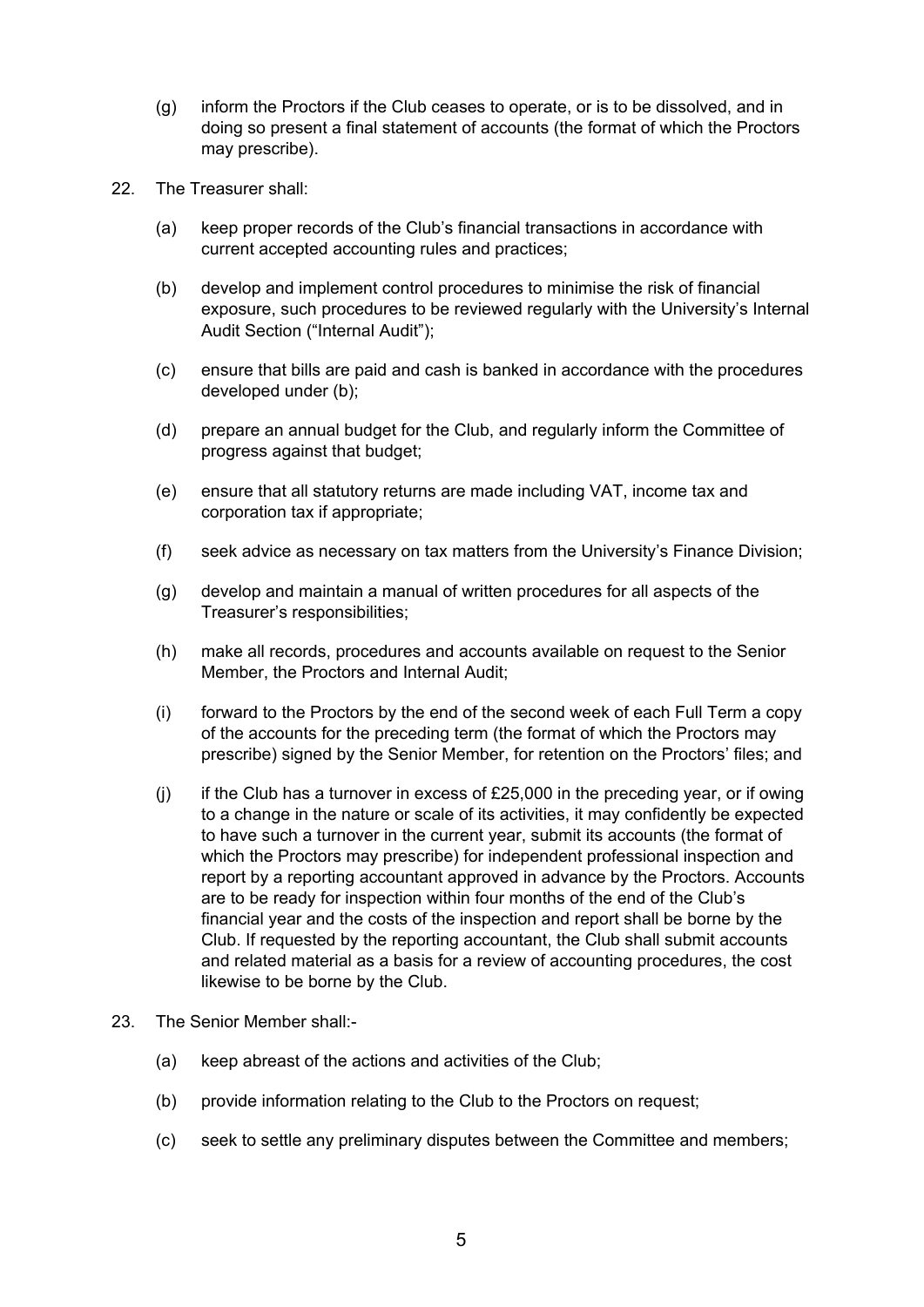(g) inform the Proctors if the Club ceases to operate, or is to be dissolved, and in doing so present a final statement of accounts (the format of which the Proctors may prescribe).

22. The Treasurer shall:

  (a) keep proper records of the Club's financial transactions in accordance with current accepted accounting rules and practices;

  (b) develop and implement control procedures to minimise the risk of financial exposure, such procedures to be reviewed regularly with the University's Internal Audit Section ("Internal Audit");

  (c) ensure that bills are paid and cash is banked in accordance with the procedures developed under (b);

  (d) prepare an annual budget for the Club, and regularly inform the Committee of progress against that budget;

  (e) ensure that all statutory returns are made including VAT, income tax and corporation tax if appropriate;

  (f) seek advice as necessary on tax matters from the University's Finance Division;

  (g) develop and maintain a manual of written procedures for all aspects of the Treasurer's responsibilities;

  (h) make all records, procedures and accounts available on request to the Senior Member, the Proctors and Internal Audit;

  (i) forward to the Proctors by the end of the second week of each Full Term a copy of the accounts for the preceding term (the format of which the Proctors may prescribe) signed by the Senior Member, for retention on the Proctors' files; and

  (j) if the Club has a turnover in excess of £25,000 in the preceding year, or if owing to a change in the nature or scale of its activities, it may confidently be expected to have such a turnover in the current year, submit its accounts (the format of which the Proctors may prescribe) for independent professional inspection and report by a reporting accountant approved in advance by the Proctors. Accounts are to be ready for inspection within four months of the end of the Club's financial year and the costs of the inspection and report shall be borne by the Club. If requested by the reporting accountant, the Club shall submit accounts and related material as a basis for a review of accounting procedures, the cost likewise to be borne by the Club.

23. The Senior Member shall:-

  (a) keep abreast of the actions and activities of the Club;

  (b) provide information relating to the Club to the Proctors on request;

  (c) seek to settle any preliminary disputes between the Committee and members;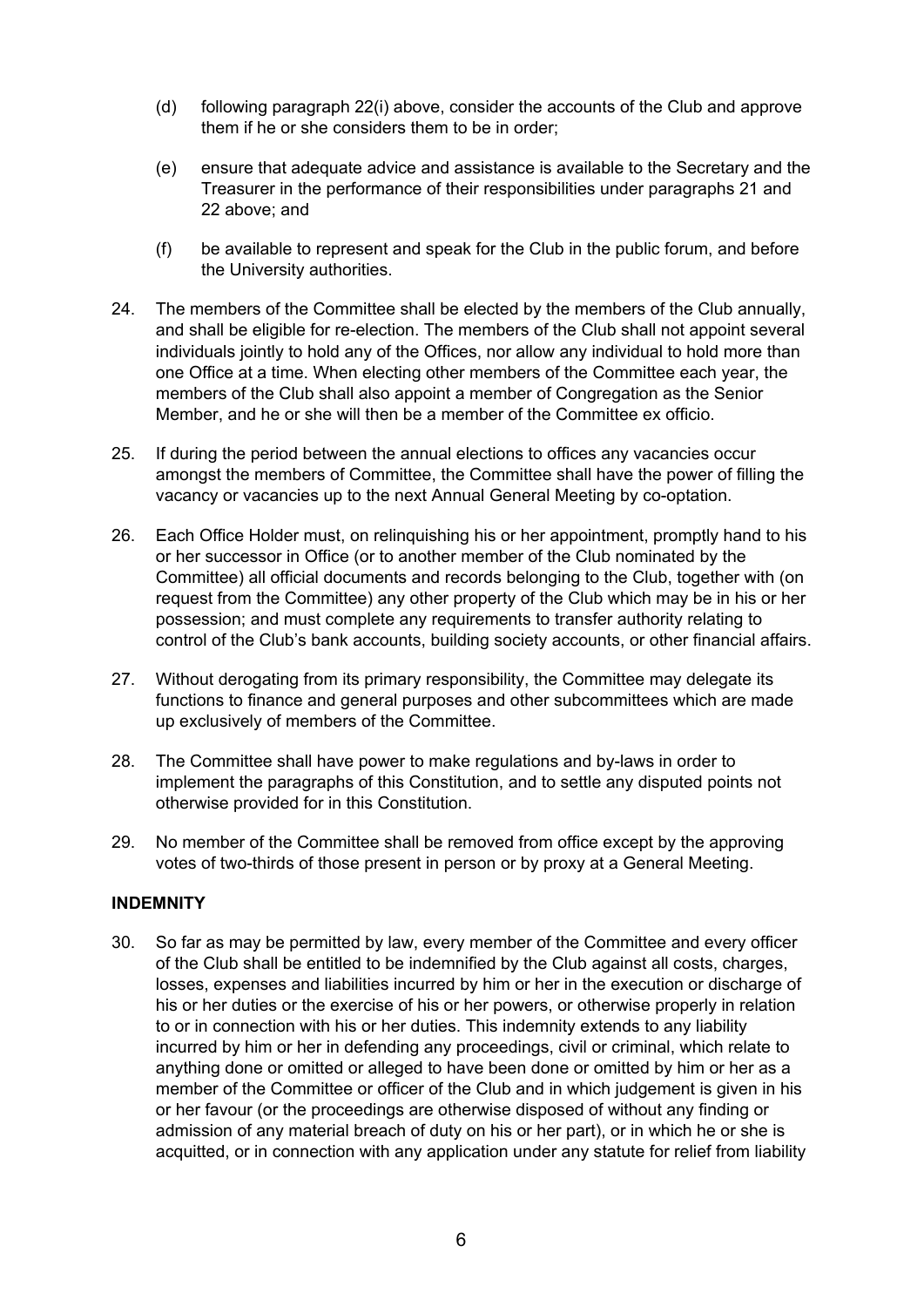(d) following paragraph 22(i) above, consider the accounts of the Club and approve them if he or she considers them to be in order;

(e) ensure that adequate advice and assistance is available to the Secretary and the Treasurer in the performance of their responsibilities under paragraphs 21 and 22 above; and

(f) be available to represent and speak for the Club in the public forum, and before the University authorities.

24. The members of the Committee shall be elected by the members of the Club annually, and shall be eligible for re-election. The members of the Club shall not appoint several individuals jointly to hold any of the Offices, nor allow any individual to hold more than one Office at a time. When electing other members of the Committee each year, the members of the Club shall also appoint a member of Congregation as the Senior Member, and he or she will then be a member of the Committee ex officio.

25. If during the period between the annual elections to offices any vacancies occur amongst the members of Committee, the Committee shall have the power of filling the vacancy or vacancies up to the next Annual General Meeting by co-optation.

26. Each Office Holder must, on relinquishing his or her appointment, promptly hand to his or her successor in Office (or to another member of the Club nominated by the Committee) all official documents and records belonging to the Club, together with (on request from the Committee) any other property of the Club which may be in his or her possession; and must complete any requirements to transfer authority relating to control of the Club's bank accounts, building society accounts, or other financial affairs.

27. Without derogating from its primary responsibility, the Committee may delegate its functions to finance and general purposes and other subcommittees which are made up exclusively of members of the Committee.

28. The Committee shall have power to make regulations and by-laws in order to implement the paragraphs of this Constitution, and to settle any disputed points not otherwise provided for in this Constitution.

29. No member of the Committee shall be removed from office except by the approving votes of two-thirds of those present in person or by proxy at a General Meeting.

**INDEMNITY**

30. So far as may be permitted by law, every member of the Committee and every officer of the Club shall be entitled to be indemnified by the Club against all costs, charges, losses, expenses and liabilities incurred by him or her in the execution or discharge of his or her duties or the exercise of his or her powers, or otherwise properly in relation to or in connection with his or her duties. This indemnity extends to any liability incurred by him or her in defending any proceedings, civil or criminal, which relate to anything done or omitted or alleged to have been done or omitted by him or her as a member of the Committee or officer of the Club and in which judgement is given in his or her favour (or the proceedings are otherwise disposed of without any finding or admission of any material breach of duty on his or her part), or in which he or she is acquitted, or in connection with any application under any statute for relief from liability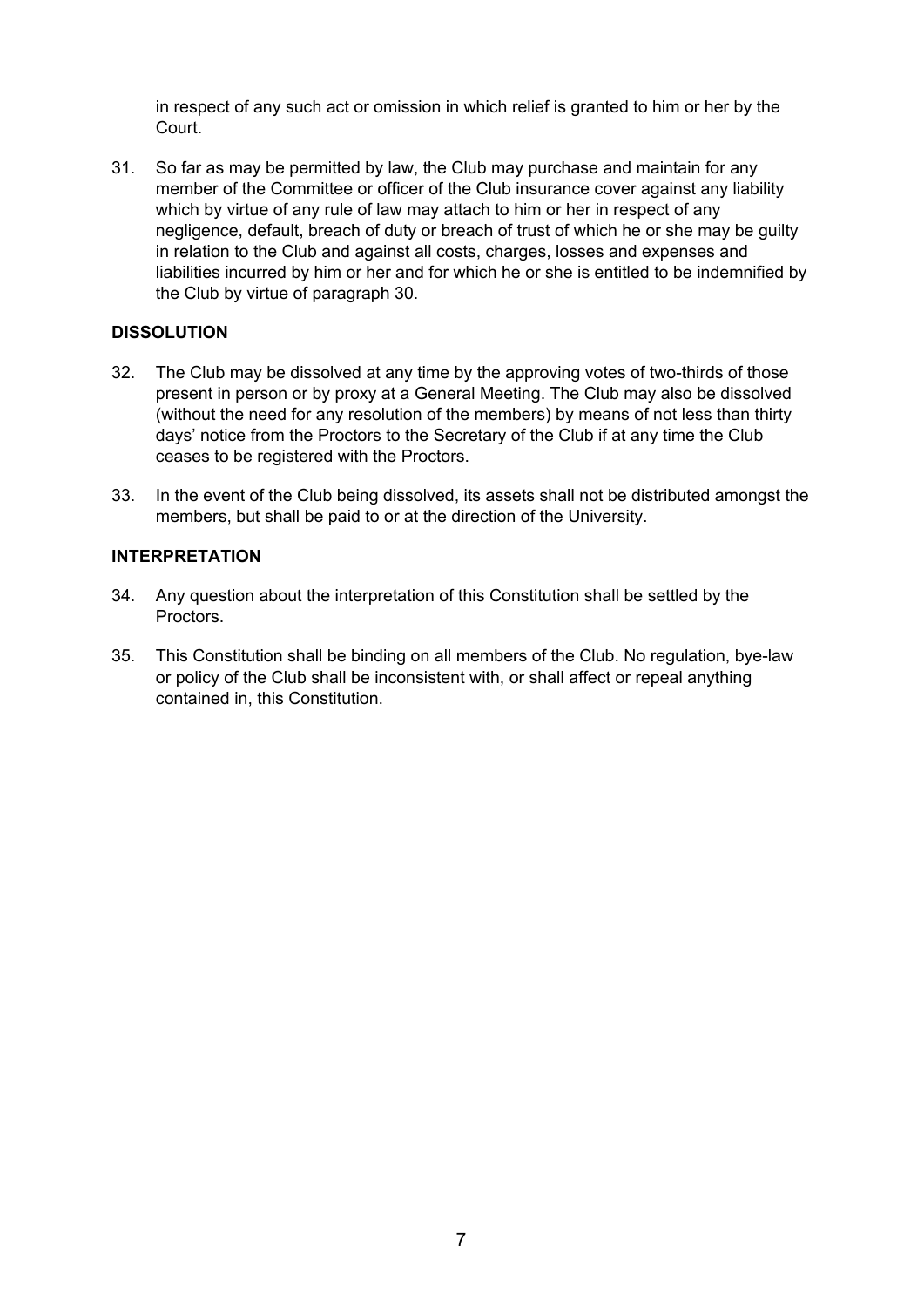in respect of any such act or omission in which relief is granted to him or her by the Court.

31. So far as may be permitted by law, the Club may purchase and maintain for any member of the Committee or officer of the Club insurance cover against any liability which by virtue of any rule of law may attach to him or her in respect of any negligence, default, breach of duty or breach of trust of which he or she may be guilty in relation to the Club and against all costs, charges, losses and expenses and liabilities incurred by him or her and for which he or she is entitled to be indemnified by the Club by virtue of paragraph 30.

## DISSOLUTION

32. The Club may be dissolved at any time by the approving votes of two-thirds of those present in person or by proxy at a General Meeting. The Club may also be dissolved (without the need for any resolution of the members) by means of not less than thirty days' notice from the Proctors to the Secretary of the Club if at any time the Club ceases to be registered with the Proctors.

33. In the event of the Club being dissolved, its assets shall not be distributed amongst the members, but shall be paid to or at the direction of the University.

## INTERPRETATION

34. Any question about the interpretation of this Constitution shall be settled by the Proctors.

35. This Constitution shall be binding on all members of the Club. No regulation, bye-law or policy of the Club shall be inconsistent with, or shall affect or repeal anything contained in, this Constitution.